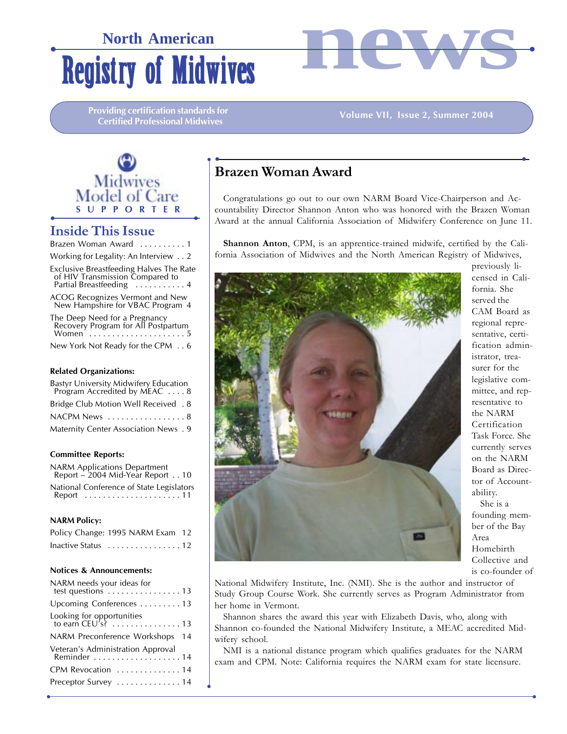# North American Registry of Midwives news

Providing certification standards for Certified Professional Midwives

Volume VII, Issue 2, Summer 2004

Midwives Model of Care SUPPORTER

## Inside This Issue

Brazen Woman Award . . . . . . . . . . 1

Working for Legality: An Interview . . 2

Exclusive Breastfeeding Halves The Rate of HIV Transmission Compared to Partial Breastfeeding . . . . . . . . . . . 4

ACOG Recognizes Vermont and New Hampshire for VBAC Program 4

The Deep Need for a Pregnancy Recovery Program for All Postpartum Women . . . . . . . . . . . . . . . . . . . . . 5

New York Not Ready for the CPM . . 6

**Related Organizations:**

Bastyr University Midwifery Education Program Accredited by MEAC . . . . 8

Bridge Club Motion Well Received . 8

NACPM News . . . . . . . . . . . . . . . . . 8

Maternity Center Association News . 9

**Committee Reports:**

NARM Applications Department Report – 2004 Mid-Year Report . . 10

National Conference of State Legislators Report . . . . . . . . . . . . . . . . . . . . . 11

**NARM Policy:**

Policy Change: 1995 NARM Exam 12

Inactive Status . . . . . . . . . . . . . . . . 12

**Notices & Announcements:**

NARM needs your ideas for test questions . . . . . . . . . . . . . . . . 13

Upcoming Conferences . . . . . . . . . 13

Looking for opportunities to earn CEU's? . . . . . . . . . . . . . . . 13

NARM Preconference Workshops 14

Veteran's Administration Approval Reminder . . . . . . . . . . . . . . . . . . . 14

CPM Revocation . . . . . . . . . . . . . . 14

Preceptor Survey . . . . . . . . . . . . . . 14

## Brazen Woman Award

Congratulations go out to our own NARM Board Vice-Chairperson and Accountability Director Shannon Anton who was honored with the Brazen Woman Award at the annual California Association of Midwifery Conference on June 11.

**Shannon Anton**, CPM, is an apprentice-trained midwife, certified by the California Association of Midwives and the North American Registry of Midwives, previously licensed in California. She served the CAM Board as regional representative, certification administrator, treasurer for the legislative committee, and representative to the NARM Certification Task Force. She currently serves on the NARM Board as Director of Accountability.

She is a founding member of the Bay Area Homebirth Collective and is co-founder of National Midwifery Institute, Inc. (NMI). She is the author and instructor of Study Group Course Work. She currently serves as Program Administrator from her home in Vermont.

Shannon shares the award this year with Elizabeth Davis, who, along with Shannon co-founded the National Midwifery Institute, a MEAC accredited Midwifery school.

NMI is a national distance program which qualifies graduates for the NARM exam and CPM. Note: California requires the NARM exam for state licensure.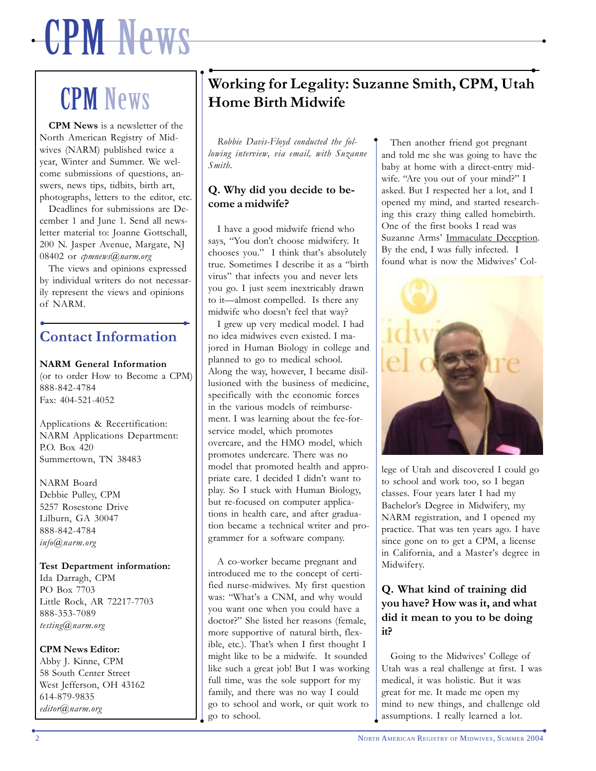# CPM News

## CPM News

**CPM News** is a newsletter of the North American Registry of Midwives (NARM) published twice a year, Winter and Summer. We welcome submissions of questions, answers, news tips, tidbits, birth art, photographs, letters to the editor, etc.

Deadlines for submissions are December 1 and June 1. Send all newsletter material to: Joanne Gottschall, 200 N. Jasper Avenue, Margate, NJ 08402 or *cpmnews@narm.org*

The views and opinions expressed by individual writers do not necessarily represent the views and opinions of NARM.

## Contact Information

**NARM General Information**
(or to order How to Become a CPM)
888-842-4784
Fax: 404-521-4052

Applications & Recertification:
NARM Applications Department:
P.O. Box 420
Summertown, TN 38483

NARM Board
Debbie Pulley, CPM
5257 Rosestone Drive
Lilburn, GA 30047
888-842-4784
*info@narm.org*

**Test Department information:**
Ida Darragh, CPM
PO Box 7703
Little Rock, AR 72217-7703
888-353-7089
*testing@narm.org*

**CPM News Editor:**
Abby J. Kinne, CPM
58 South Center Street
West Jefferson, OH 43162
614-879-9835
*editor@narm.org*

## Working for Legality: Suzanne Smith, CPM, Utah Home Birth Midwife

*Robbie Davis-Floyd conducted the following interview, via email, with Suzanne Smith.*

### Q. Why did you decide to become a midwife?

I have a good midwife friend who says, "You don't choose midwifery. It chooses you." I think that's absolutely true. Sometimes I describe it as a "birth virus" that infects you and never lets you go. I just seem inextricably drawn to it—almost compelled. Is there any midwife who doesn't feel that way?

I grew up very medical model. I had no idea midwives even existed. I majored in Human Biology in college and planned to go to medical school. Along the way, however, I became disillusioned with the business of medicine, specifically with the economic forces in the various models of reimbursement. I was learning about the fee-for-service model, which promotes overcare, and the HMO model, which promotes undercare. There was no model that promoted health and appropriate care. I decided I didn't want to play. So I stuck with Human Biology, but re-focused on computer applications in health care, and after graduation became a technical writer and programmer for a software company.

A co-worker became pregnant and introduced me to the concept of certified nurse-midwives. My first question was: "What's a CNM, and why would you want one when you could have a doctor?" She listed her reasons (female, more supportive of natural birth, flexible, etc.). That's when I first thought I might like to be a midwife. It sounded like such a great job! But I was working full time, was the sole support for my family, and there was no way I could go to school and work, or quit work to go to school.

Then another friend got pregnant and told me she was going to have the baby at home with a direct-entry midwife. "Are you out of your mind?" I asked. But I respected her a lot, and I opened my mind, and started researching this crazy thing called homebirth. One of the first books I read was Suzanne Arms' Immaculate Deception. By the end, I was fully infected. I found what is now the Midwives' College of Utah and discovered I could go to school and work too, so I began classes. Four years later I had my Bachelor's Degree in Midwifery, my NARM registration, and I opened my practice. That was ten years ago. I have since gone on to get a CPM, a license in California, and a Master's degree in Midwifery.

### Q. What kind of training did you have? How was it, and what did it mean to you to be doing it?

Going to the Midwives' College of Utah was a real challenge at first. I was medical, it was holistic. But it was great for me. It made me open my mind to new things, and challenge old assumptions. I really learned a lot.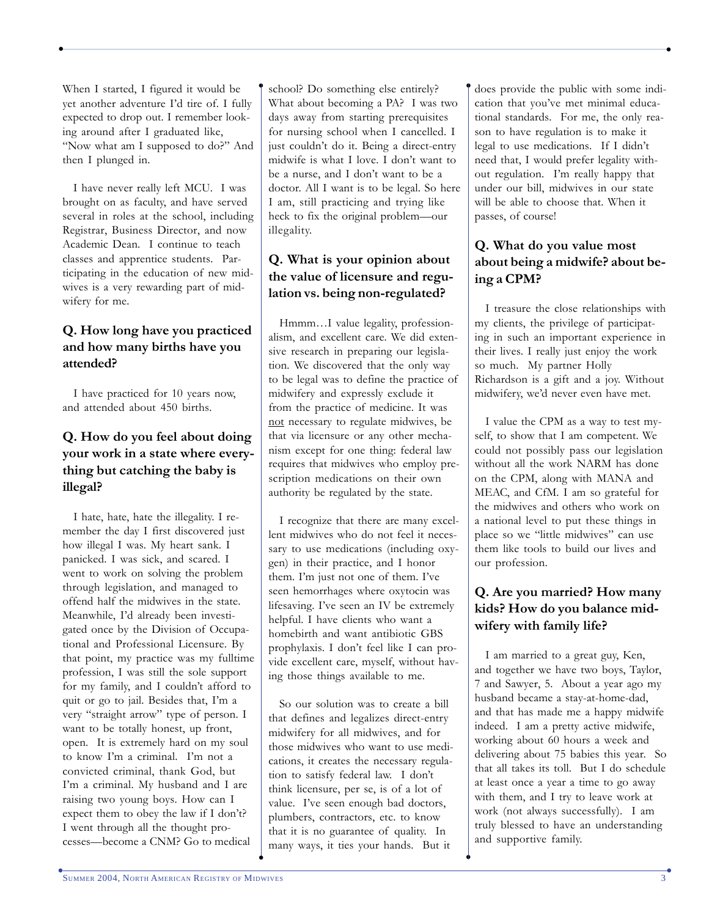When I started, I figured it would be yet another adventure I'd tire of. I fully expected to drop out. I remember looking around after I graduated like, "Now what am I supposed to do?" And then I plunged in.

I have never really left MCU. I was brought on as faculty, and have served several in roles at the school, including Registrar, Business Director, and now Academic Dean. I continue to teach classes and apprentice students. Participating in the education of new midwives is a very rewarding part of midwifery for me.

### Q. How long have you practiced and how many births have you attended?

I have practiced for 10 years now, and attended about 450 births.

### Q. How do you feel about doing your work in a state where everything but catching the baby is illegal?

I hate, hate, hate the illegality. I remember the day I first discovered just how illegal I was. My heart sank. I panicked. I was sick, and scared. I went to work on solving the problem through legislation, and managed to offend half the midwives in the state. Meanwhile, I'd already been investigated once by the Division of Occupational and Professional Licensure. By that point, my practice was my fulltime profession, I was still the sole support for my family, and I couldn't afford to quit or go to jail. Besides that, I'm a very "straight arrow" type of person. I want to be totally honest, up front, open. It is extremely hard on my soul to know I'm a criminal. I'm not a convicted criminal, thank God, but I'm a criminal. My husband and I are raising two young boys. How can I expect them to obey the law if I don't? I went through all the thought processes—become a CNM? Go to medical school? Do something else entirely? What about becoming a PA? I was two days away from starting prerequisites for nursing school when I cancelled. I just couldn't do it. Being a direct-entry midwife is what I love. I don't want to be a nurse, and I don't want to be a doctor. All I want is to be legal. So here I am, still practicing and trying like heck to fix the original problem—our illegality.

### Q. What is your opinion about the value of licensure and regulation vs. being non-regulated?

Hmmm…I value legality, professionalism, and excellent care. We did extensive research in preparing our legislation. We discovered that the only way to be legal was to define the practice of midwifery and expressly exclude it from the practice of medicine. It was <u>not</u> necessary to regulate midwives, be that via licensure or any other mechanism except for one thing: federal law requires that midwives who employ prescription medications on their own authority be regulated by the state.

I recognize that there are many excellent midwives who do not feel it necessary to use medications (including oxygen) in their practice, and I honor them. I'm just not one of them. I've seen hemorrhages where oxytocin was lifesaving. I've seen an IV be extremely helpful. I have clients who want a homebirth and want antibiotic GBS prophylaxis. I don't feel like I can provide excellent care, myself, without having those things available to me.

So our solution was to create a bill that defines and legalizes direct-entry midwifery for all midwives, and for those midwives who want to use medications, it creates the necessary regulation to satisfy federal law. I don't think licensure, per se, is of a lot of value. I've seen enough bad doctors, plumbers, contractors, etc. to know that it is no guarantee of quality. In many ways, it ties your hands. But it does provide the public with some indication that you've met minimal educational standards. For me, the only reason to have regulation is to make it legal to use medications. If I didn't need that, I would prefer legality without regulation. I'm really happy that under our bill, midwives in our state will be able to choose that. When it passes, of course!

### Q. What do you value most about being a midwife? about being a CPM?

I treasure the close relationships with my clients, the privilege of participating in such an important experience in their lives. I really just enjoy the work so much. My partner Holly Richardson is a gift and a joy. Without midwifery, we'd never even have met.

I value the CPM as a way to test myself, to show that I am competent. We could not possibly pass our legislation without all the work NARM has done on the CPM, along with MANA and MEAC, and CfM. I am so grateful for the midwives and others who work on a national level to put these things in place so we "little midwives" can use them like tools to build our lives and our profession.

### Q. Are you married? How many kids? How do you balance midwifery with family life?

I am married to a great guy, Ken, and together we have two boys, Taylor, 7 and Sawyer, 5. About a year ago my husband became a stay-at-home-dad, and that has made me a happy midwife indeed. I am a pretty active midwife, working about 60 hours a week and delivering about 75 babies this year. So that all takes its toll. But I do schedule at least once a year a time to go away with them, and I try to leave work at work (not always successfully). I am truly blessed to have an understanding and supportive family.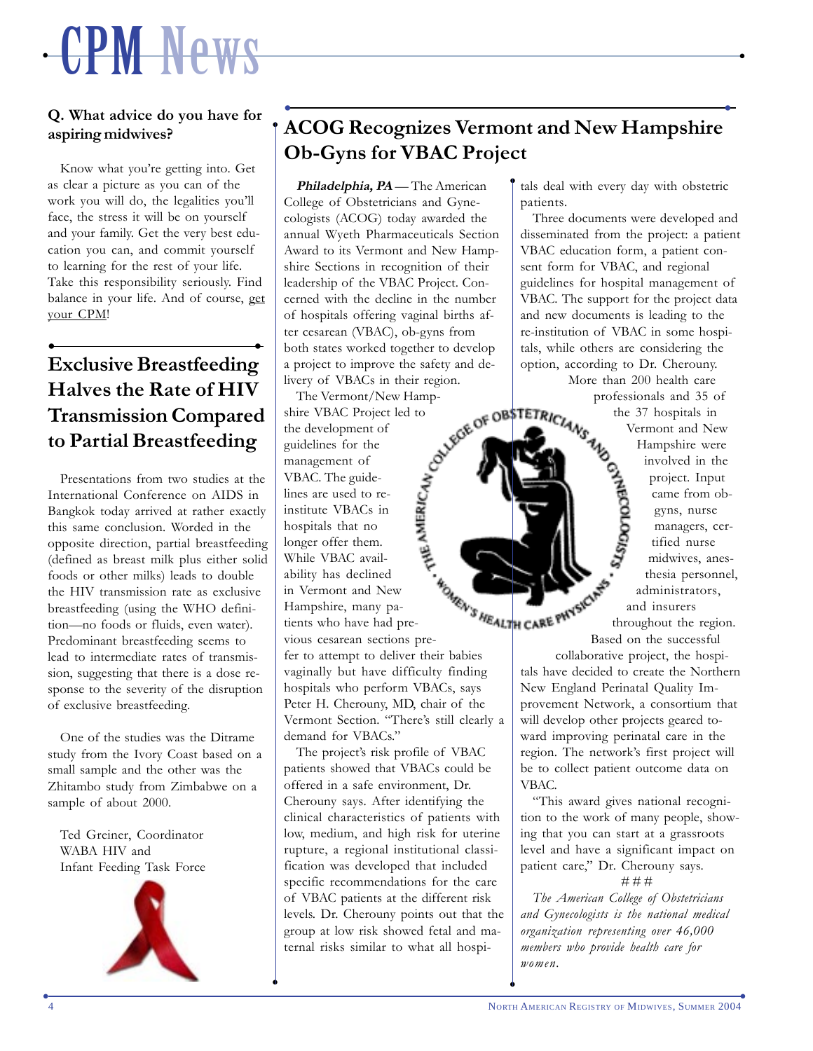# CPM News

**Q. What advice do you have for aspiring midwives?**

Know what you're getting into. Get as clear a picture as you can of the work you will do, the legalities you'll face, the stress it will be on yourself and your family. Get the very best education you can, and commit yourself to learning for the rest of your life. Take this responsibility seriously. Find balance in your life. And of course, get your CPM!

## Exclusive Breastfeeding Halves the Rate of HIV Transmission Compared to Partial Breastfeeding

Presentations from two studies at the International Conference on AIDS in Bangkok today arrived at rather exactly this same conclusion. Worded in the opposite direction, partial breastfeeding (defined as breast milk plus either solid foods or other milks) leads to double the HIV transmission rate as exclusive breastfeeding (using the WHO definition—no foods or fluids, even water). Predominant breastfeeding seems to lead to intermediate rates of transmission, suggesting that there is a dose response to the severity of the disruption of exclusive breastfeeding.

One of the studies was the Ditrame study from the Ivory Coast based on a small sample and the other was the Zhitambo study from Zimbabwe on a sample of about 2000.

Ted Greiner, Coordinator
WABA HIV and
Infant Feeding Task Force

## ACOG Recognizes Vermont and New Hampshire Ob-Gyns for VBAC Project

***Philadelphia, PA*** — The American College of Obstetricians and Gynecologists (ACOG) today awarded the annual Wyeth Pharmaceuticals Section Award to its Vermont and New Hampshire Sections in recognition of their leadership of the VBAC Project. Concerned with the decline in the number of hospitals offering vaginal births after cesarean (VBAC), ob-gyns from both states worked together to develop a project to improve the safety and delivery of VBACs in their region.

The Vermont/New Hampshire VBAC Project led to the development of guidelines for the management of VBAC. The guidelines are used to re-institute VBACs in hospitals that no longer offer them. While VBAC availability has declined in Vermont and New Hampshire, many patients who have had previous cesarean sections prefer to attempt to deliver their babies vaginally but have difficulty finding hospitals who perform VBACs, says Peter H. Cherouny, MD, chair of the Vermont Section. "There's still clearly a demand for VBACs."

The project's risk profile of VBAC patients showed that VBACs could be offered in a safe environment, Dr. Cherouny says. After identifying the clinical characteristics of patients with low, medium, and high risk for uterine rupture, a regional institutional classification was developed that included specific recommendations for the care of VBAC patients at the different risk levels. Dr. Cherouny points out that the group at low risk showed fetal and maternal risks similar to what all hospitals deal with every day with obstetric patients.

Three documents were developed and disseminated from the project: a patient VBAC education form, a patient consent form for VBAC, and regional guidelines for hospital management of VBAC. The support for the project data and new documents is leading to the re-institution of VBAC in some hospitals, while others are considering the option, according to Dr. Cherouny.

More than 200 health care professionals and 35 of the 37 hospitals in Vermont and New Hampshire were involved in the project. Input came from ob-gyns, nurse managers, certified nurse midwives, anesthesia personnel, administrators, and insurers throughout the region.

Based on the successful collaborative project, the hospitals have decided to create the Northern New England Perinatal Quality Improvement Network, a consortium that will develop other projects geared toward improving perinatal care in the region. The network's first project will be to collect patient outcome data on VBAC.

"This award gives national recognition to the work of many people, showing that you can start at a grassroots level and have a significant impact on patient care," Dr. Cherouny says.

###

*The American College of Obstetricians and Gynecologists is the national medical organization representing over 46,000 members who provide health care for women.*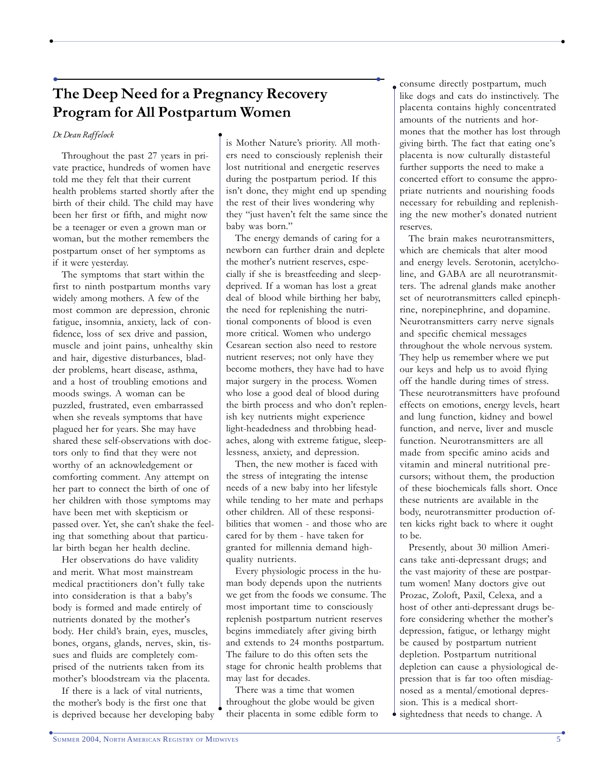# The Deep Need for a Pregnancy Recovery Program for All Postpartum Women

*Dr. Dean Raffelock*

Throughout the past 27 years in private practice, hundreds of women have told me they felt that their current health problems started shortly after the birth of their child. The child may have been her first or fifth, and might now be a teenager or even a grown man or woman, but the mother remembers the postpartum onset of her symptoms as if it were yesterday.

The symptoms that start within the first to ninth postpartum months vary widely among mothers. A few of the most common are depression, chronic fatigue, insomnia, anxiety, lack of confidence, loss of sex drive and passion, muscle and joint pains, unhealthy skin and hair, digestive disturbances, bladder problems, heart disease, asthma, and a host of troubling emotions and moods swings. A woman can be puzzled, frustrated, even embarrassed when she reveals symptoms that have plagued her for years. She may have shared these self-observations with doctors only to find that they were not worthy of an acknowledgement or comforting comment. Any attempt on her part to connect the birth of one of her children with those symptoms may have been met with skepticism or passed over. Yet, she can't shake the feeling that something about that particular birth began her health decline.

Her observations do have validity and merit. What most mainstream medical practitioners don't fully take into consideration is that a baby's body is formed and made entirely of nutrients donated by the mother's body. Her child's brain, eyes, muscles, bones, organs, glands, nerves, skin, tissues and fluids are completely comprised of the nutrients taken from its mother's bloodstream via the placenta.

If there is a lack of vital nutrients, the mother's body is the first one that is deprived because her developing baby is Mother Nature's priority. All mothers need to consciously replenish their lost nutritional and energetic reserves during the postpartum period. If this isn't done, they might end up spending the rest of their lives wondering why they "just haven't felt the same since the baby was born."

The energy demands of caring for a newborn can further drain and deplete the mother's nutrient reserves, especially if she is breastfeeding and sleep-deprived. If a woman has lost a great deal of blood while birthing her baby, the need for replenishing the nutritional components of blood is even more critical. Women who undergo Cesarean section also need to restore nutrient reserves; not only have they become mothers, they have had to have major surgery in the process. Women who lose a good deal of blood during the birth process and who don't replenish key nutrients might experience light-headedness and throbbing headaches, along with extreme fatigue, sleeplessness, anxiety, and depression.

Then, the new mother is faced with the stress of integrating the intense needs of a new baby into her lifestyle while tending to her mate and perhaps other children. All of these responsibilities that women - and those who are cared for by them - have taken for granted for millennia demand high-quality nutrients.

Every physiologic process in the human body depends upon the nutrients we get from the foods we consume. The most important time to consciously replenish postpartum nutrient reserves begins immediately after giving birth and extends to 24 months postpartum. The failure to do this often sets the stage for chronic health problems that may last for decades.

There was a time that women throughout the globe would be given their placenta in some edible form to consume directly postpartum, much like dogs and cats do instinctively. The placenta contains highly concentrated amounts of the nutrients and hormones that the mother has lost through giving birth. The fact that eating one's placenta is now culturally distasteful further supports the need to make a concerted effort to consume the appropriate nutrients and nourishing foods necessary for rebuilding and replenishing the new mother's donated nutrient reserves.

The brain makes neurotransmitters, which are chemicals that alter mood and energy levels. Serotonin, acetylcholine, and GABA are all neurotransmitters. The adrenal glands make another set of neurotransmitters called epinephrine, norepinephrine, and dopamine. Neurotransmitters carry nerve signals and specific chemical messages throughout the whole nervous system. They help us remember where we put our keys and help us to avoid flying off the handle during times of stress. These neurotransmitters have profound effects on emotions, energy levels, heart and lung function, kidney and bowel function, and nerve, liver and muscle function. Neurotransmitters are all made from specific amino acids and vitamin and mineral precursors; without them, the production of these biochemicals falls short. Once these nutrients are available in the body, neurotransmitter production often kicks right back to where it ought to be.

Presently, about 30 million Americans take anti-depressant drugs; and the vast majority of these are postpartum women! Many doctors give out Prozac, Zoloft, Paxil, Celexa, and a host of other anti-depressant drugs before considering whether the mother's depression, fatigue, or lethargy might be caused by postpartum nutrient depletion. Postpartum nutritional depletion can cause a physiological depression that is far too often misdiagnosed as a mental/emotional depression. This is a medical shortsightedness that needs to change. A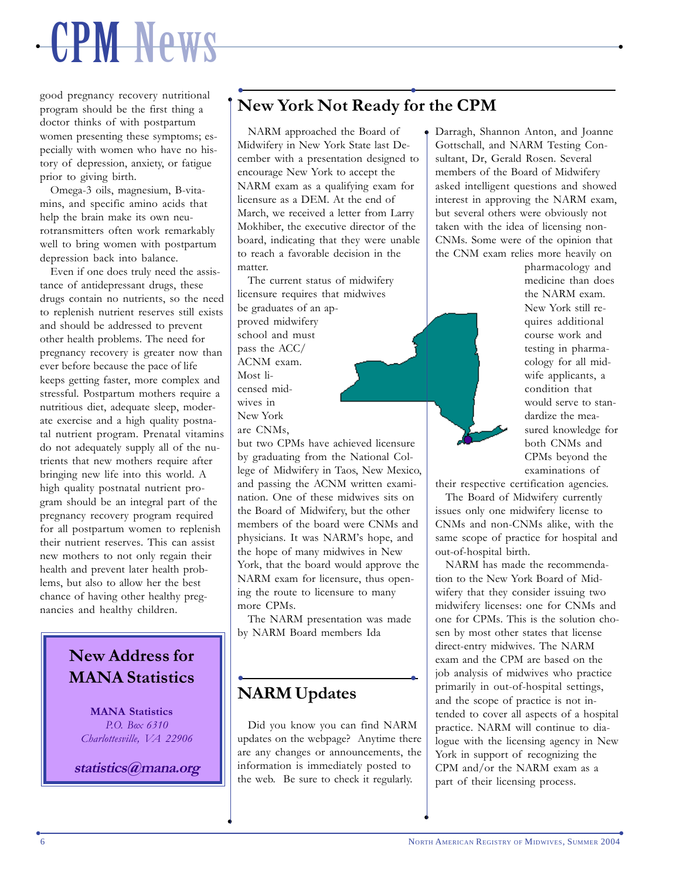good pregnancy recovery nutritional program should be the first thing a doctor thinks of with postpartum women presenting these symptoms; especially with women who have no history of depression, anxiety, or fatigue prior to giving birth.

Omega-3 oils, magnesium, B-vitamins, and specific amino acids that help the brain make its own neurotransmitters often work remarkably well to bring women with postpartum depression back into balance.

Even if one does truly need the assistance of antidepressant drugs, these drugs contain no nutrients, so the need to replenish nutrient reserves still exists and should be addressed to prevent other health problems. The need for pregnancy recovery is greater now than ever before because the pace of life keeps getting faster, more complex and stressful. Postpartum mothers require a nutritious diet, adequate sleep, moderate exercise and a high quality postnatal nutrient program. Prenatal vitamins do not adequately supply all of the nutrients that new mothers require after bringing new life into this world. A high quality postnatal nutrient program should be an integral part of the pregnancy recovery program required for all postpartum women to replenish their nutrient reserves. This can assist new mothers to not only regain their health and prevent later health problems, but also to allow her the best chance of having other healthy pregnancies and healthy children.

## New Address for MANA Statistics

**MANA Statistics**
*P.O. Box 6310*
*Charlottesville, VA 22906*

**statistics@mana.org**

## New York Not Ready for the CPM

NARM approached the Board of Midwifery in New York State last December with a presentation designed to encourage New York to accept the NARM exam as a qualifying exam for licensure as a DEM. At the end of March, we received a letter from Larry Mokhiber, the executive director of the board, indicating that they were unable to reach a favorable decision in the matter.

The current status of midwifery licensure requires that midwives be graduates of an approved midwifery school and must pass the ACC/ACNM exam. Most licensed midwives in New York are CNMs, but two CPMs have achieved licensure by graduating from the National College of Midwifery in Taos, New Mexico, and passing the ACNM written examination. One of these midwives sits on the Board of Midwifery, but the other members of the board were CNMs and physicians. It was NARM's hope, and the hope of many midwives in New York, that the board would approve the NARM exam for licensure, thus opening the route to licensure to many more CPMs.

The NARM presentation was made by NARM Board members Ida Darragh, Shannon Anton, and Joanne Gottschall, and NARM Testing Consultant, Dr, Gerald Rosen. Several members of the Board of Midwifery asked intelligent questions and showed interest in approving the NARM exam, but several others were obviously not taken with the idea of licensing non-CNMs. Some were of the opinion that the CNM exam relies more heavily on pharmacology and medicine than does the NARM exam. New York still requires additional course work and testing in pharmacology for all midwife applicants, a condition that would serve to standardize the measured knowledge for both CNMs and CPMs beyond the examinations of their respective certification agencies.

The Board of Midwifery currently issues only one midwifery license to CNMs and non-CNMs alike, with the same scope of practice for hospital and out-of-hospital birth.

NARM has made the recommendation to the New York Board of Midwifery that they consider issuing two midwifery licenses: one for CNMs and one for CPMs. This is the solution chosen by most other states that license direct-entry midwives. The NARM exam and the CPM are based on the job analysis of midwives who practice primarily in out-of-hospital settings, and the scope of practice is not intended to cover all aspects of a hospital practice. NARM will continue to dialogue with the licensing agency in New York in support of recognizing the CPM and/or the NARM exam as a part of their licensing process.

## NARM Updates

Did you know you can find NARM updates on the webpage? Anytime there are any changes or announcements, the information is immediately posted to the web. Be sure to check it regularly.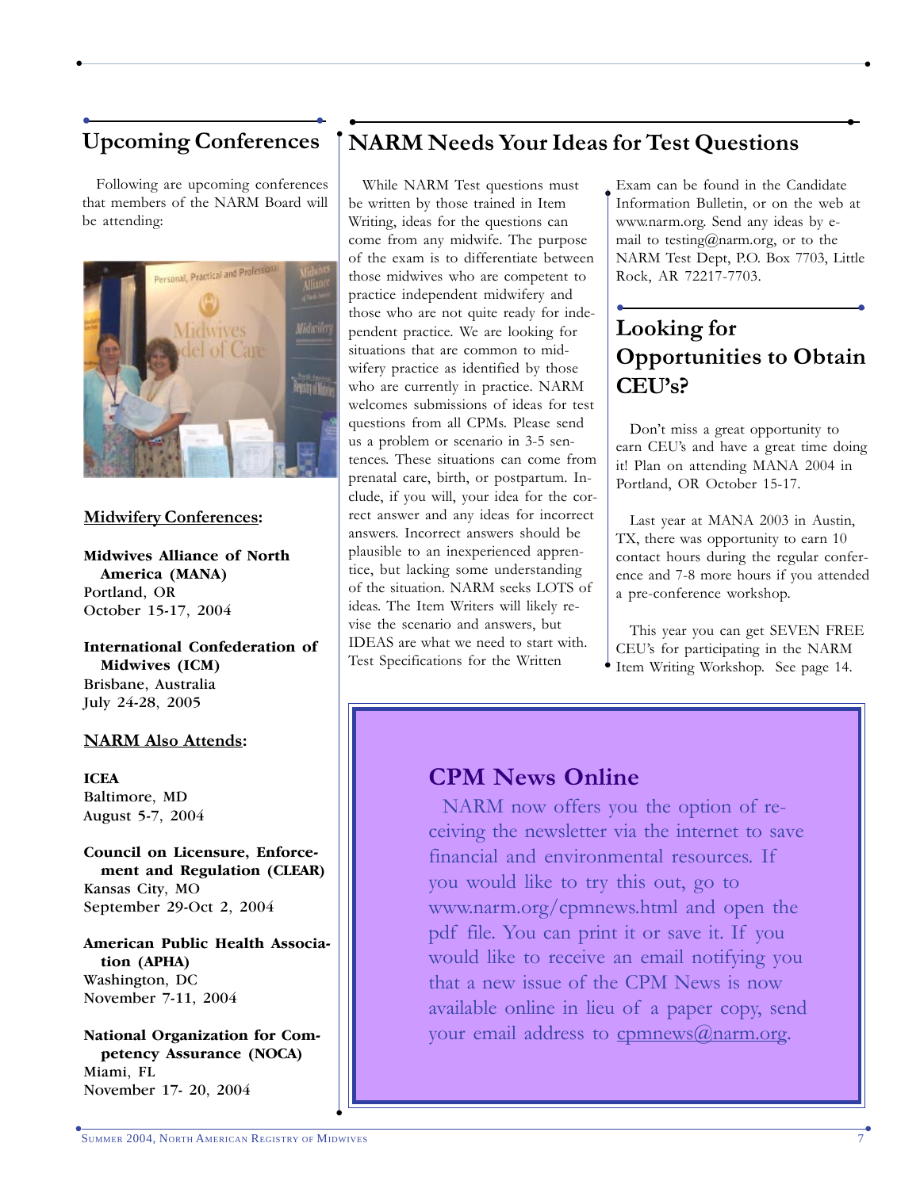## Upcoming Conferences

Following are upcoming conferences that members of the NARM Board will be attending:

**Midwifery Conferences:**

**Midwives Alliance of North America (MANA)**
Portland, OR
October 15-17, 2004

**International Confederation of Midwives (ICM)**
Brisbane, Australia
July 24-28, 2005

**NARM Also Attends:**

**ICEA**
Baltimore, MD
August 5-7, 2004

**Council on Licensure, Enforcement and Regulation (CLEAR)**
Kansas City, MO
September 29-Oct 2, 2004

**American Public Health Association (APHA)**
Washington, DC
November 7-11, 2004

**National Organization for Competency Assurance (NOCA)**
Miami, FL
November 17- 20, 2004

## NARM Needs Your Ideas for Test Questions

While NARM Test questions must be written by those trained in Item Writing, ideas for the questions can come from any midwife. The purpose of the exam is to differentiate between those midwives who are competent to practice independent midwifery and those who are not quite ready for independent practice. We are looking for situations that are common to midwifery practice as identified by those who are currently in practice. NARM welcomes submissions of ideas for test questions from all CPMs. Please send us a problem or scenario in 3-5 sentences. These situations can come from prenatal care, birth, or postpartum. Include, if you will, your idea for the correct answer and any ideas for incorrect answers. Incorrect answers should be plausible to an inexperienced apprentice, but lacking some understanding of the situation. NARM seeks LOTS of ideas. The Item Writers will likely revise the scenario and answers, but IDEAS are what we need to start with. Test Specifications for the Written Exam can be found in the Candidate Information Bulletin, or on the web at www.narm.org. Send any ideas by e-mail to testing@narm.org, or to the NARM Test Dept, P.O. Box 7703, Little Rock, AR 72217-7703.

## Looking for Opportunities to Obtain CEU's?

Don't miss a great opportunity to earn CEU's and have a great time doing it! Plan on attending MANA 2004 in Portland, OR October 15-17.

Last year at MANA 2003 in Austin, TX, there was opportunity to earn 10 contact hours during the regular conference and 7-8 more hours if you attended a pre-conference workshop.

This year you can get SEVEN FREE CEU's for participating in the NARM Item Writing Workshop. See page 14.

### CPM News Online

NARM now offers you the option of receiving the newsletter via the internet to save financial and environmental resources. If you would like to try this out, go to www.narm.org/cpmnews.html and open the pdf file. You can print it or save it. If you would like to receive an email notifying you that a new issue of the CPM News is now available online in lieu of a paper copy, send your email address to cpmnews@narm.org.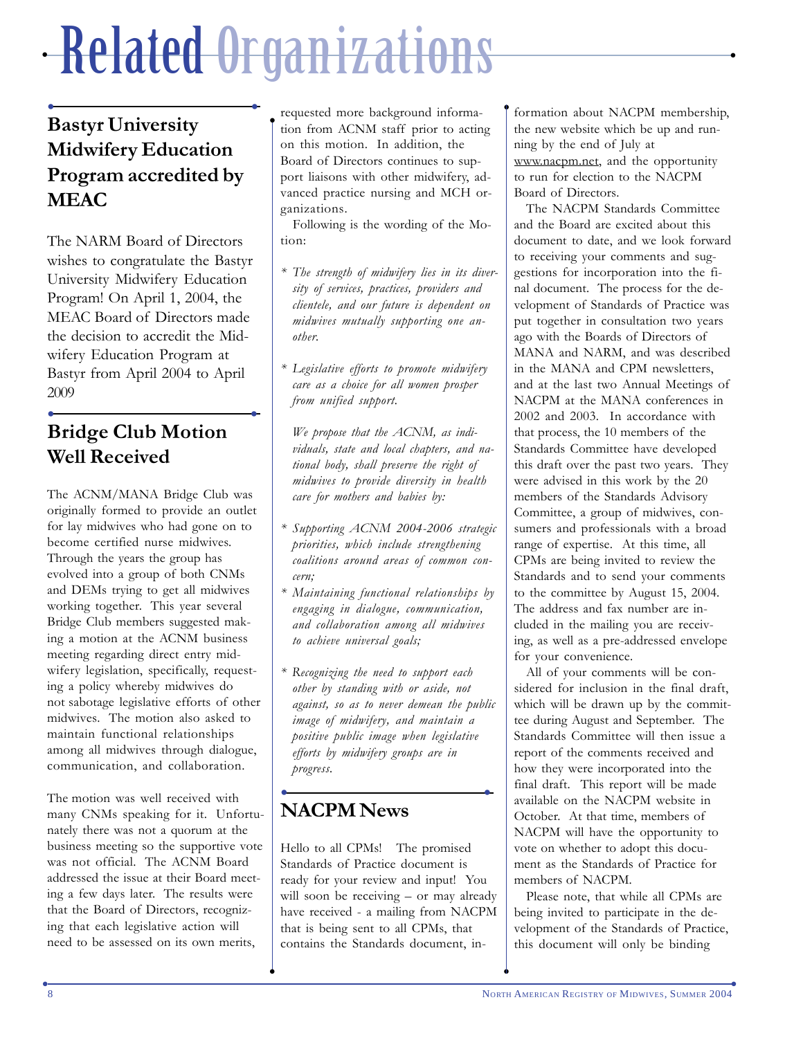# Related Organizations

## Bastyr University Midwifery Education Program accredited by MEAC

The NARM Board of Directors wishes to congratulate the Bastyr University Midwifery Education Program! On April 1, 2004, the MEAC Board of Directors made the decision to accredit the Midwifery Education Program at Bastyr from April 2004 to April 2009

## Bridge Club Motion Well Received

The ACNM/MANA Bridge Club was originally formed to provide an outlet for lay midwives who had gone on to become certified nurse midwives. Through the years the group has evolved into a group of both CNMs and DEMs trying to get all midwives working together. This year several Bridge Club members suggested making a motion at the ACNM business meeting regarding direct entry midwifery legislation, specifically, requesting a policy whereby midwives do not sabotage legislative efforts of other midwives. The motion also asked to maintain functional relationships among all midwives through dialogue, communication, and collaboration.

The motion was well received with many CNMs speaking for it. Unfortunately there was not a quorum at the business meeting so the supportive vote was not official. The ACNM Board addressed the issue at their Board meeting a few days later. The results were that the Board of Directors, recognizing that each legislative action will need to be assessed on its own merits, requested more background information from ACNM staff prior to acting on this motion. In addition, the Board of Directors continues to support liaisons with other midwifery, advanced practice nursing and MCH organizations.

Following is the wording of the Motion:

* *The strength of midwifery lies in its diversity of services, practices, providers and clientele, and our future is dependent on midwives mutually supporting one another.*

* *Legislative efforts to promote midwifery care as a choice for all women prosper from unified support.*

  *We propose that the ACNM, as individuals, state and local chapters, and national body, shall preserve the right of midwives to provide diversity in health care for mothers and babies by:*

* *Supporting ACNM 2004-2006 strategic priorities, which include strengthening coalitions around areas of common concern;*
* *Maintaining functional relationships by engaging in dialogue, communication, and collaboration among all midwives to achieve universal goals;*

* *Recognizing the need to support each other by standing with or aside, not against, so as to never demean the public image of midwifery, and maintain a positive public image when legislative efforts by midwifery groups are in progress.*

## NACPM News

Hello to all CPMs! The promised Standards of Practice document is ready for your review and input! You will soon be receiving – or may already have received - a mailing from NACPM that is being sent to all CPMs, that contains the Standards document, information about NACPM membership, the new website which be up and running by the end of July at www.nacpm.net, and the opportunity to run for election to the NACPM Board of Directors.

The NACPM Standards Committee and the Board are excited about this document to date, and we look forward to receiving your comments and suggestions for incorporation into the final document. The process for the development of Standards of Practice was put together in consultation two years ago with the Boards of Directors of MANA and NARM, and was described in the MANA and CPM newsletters, and at the last two Annual Meetings of NACPM at the MANA conferences in 2002 and 2003. In accordance with that process, the 10 members of the Standards Committee have developed this draft over the past two years. They were advised in this work by the 20 members of the Standards Advisory Committee, a group of midwives, consumers and professionals with a broad range of expertise. At this time, all CPMs are being invited to review the Standards and to send your comments to the committee by August 15, 2004. The address and fax number are included in the mailing you are receiving, as well as a pre-addressed envelope for your convenience.

All of your comments will be considered for inclusion in the final draft, which will be drawn up by the committee during August and September. The Standards Committee will then issue a report of the comments received and how they were incorporated into the final draft. This report will be made available on the NACPM website in October. At that time, members of NACPM will have the opportunity to vote on whether to adopt this document as the Standards of Practice for members of NACPM.

Please note, that while all CPMs are being invited to participate in the development of the Standards of Practice, this document will only be binding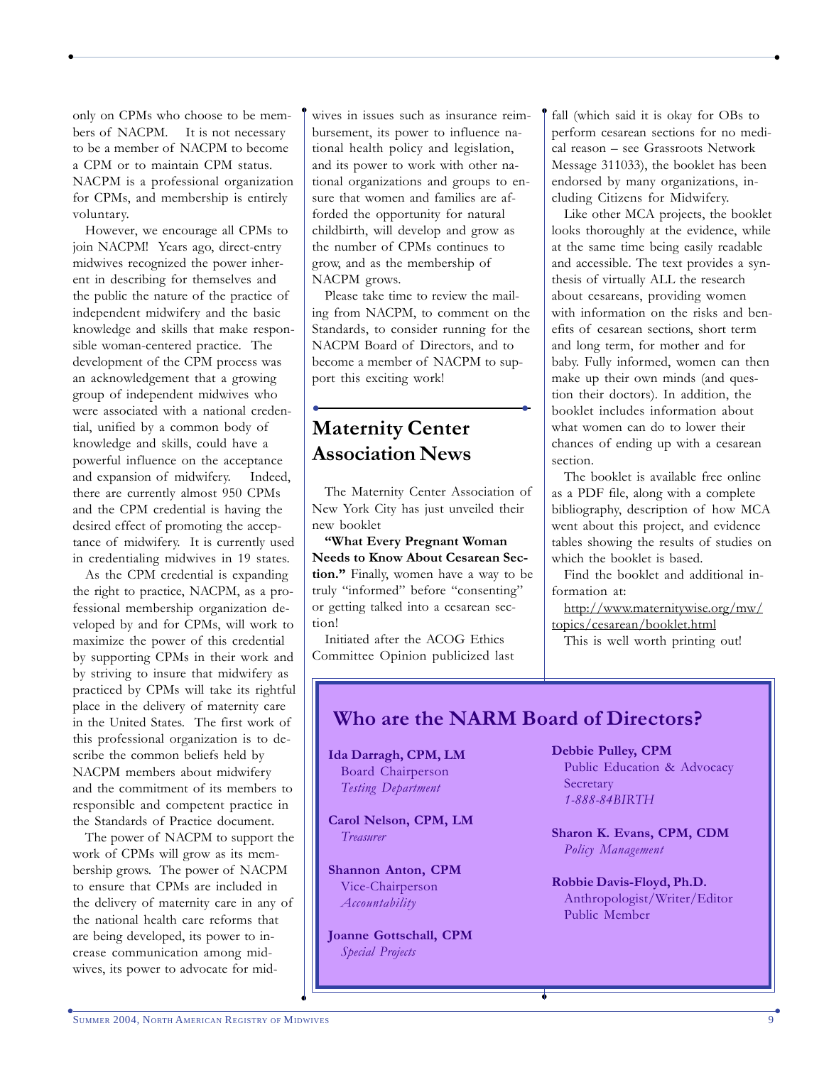only on CPMs who choose to be members of NACPM. It is not necessary to be a member of NACPM to become a CPM or to maintain CPM status. NACPM is a professional organization for CPMs, and membership is entirely voluntary.

However, we encourage all CPMs to join NACPM! Years ago, direct-entry midwives recognized the power inherent in describing for themselves and the public the nature of the practice of independent midwifery and the basic knowledge and skills that make responsible woman-centered practice. The development of the CPM process was an acknowledgement that a growing group of independent midwives who were associated with a national credential, unified by a common body of knowledge and skills, could have a powerful influence on the acceptance and expansion of midwifery. Indeed, there are currently almost 950 CPMs and the CPM credential is having the desired effect of promoting the acceptance of midwifery. It is currently used in credentialing midwives in 19 states.

As the CPM credential is expanding the right to practice, NACPM, as a professional membership organization developed by and for CPMs, will work to maximize the power of this credential by supporting CPMs in their work and by striving to insure that midwifery as practiced by CPMs will take its rightful place in the delivery of maternity care in the United States. The first work of this professional organization is to describe the common beliefs held by NACPM members about midwifery and the commitment of its members to responsible and competent practice in the Standards of Practice document.

The power of NACPM to support the work of CPMs will grow as its membership grows. The power of NACPM to ensure that CPMs are included in the delivery of maternity care in any of the national health care reforms that are being developed, its power to increase communication among midwives, its power to advocate for midwives in issues such as insurance reimbursement, its power to influence national health policy and legislation, and its power to work with other national organizations and groups to ensure that women and families are afforded the opportunity for natural childbirth, will develop and grow as the number of CPMs continues to grow, and as the membership of NACPM grows.

Please take time to review the mailing from NACPM, to comment on the Standards, to consider running for the NACPM Board of Directors, and to become a member of NACPM to support this exciting work!

## Maternity Center Association News

The Maternity Center Association of New York City has just unveiled their new booklet

**"What Every Pregnant Woman Needs to Know About Cesarean Section."** Finally, women have a way to be truly "informed" before "consenting" or getting talked into a cesarean section!

Initiated after the ACOG Ethics Committee Opinion publicized last fall (which said it is okay for OBs to perform cesarean sections for no medical reason – see Grassroots Network Message 311033), the booklet has been endorsed by many organizations, including Citizens for Midwifery.

Like other MCA projects, the booklet looks thoroughly at the evidence, while at the same time being easily readable and accessible. The text provides a synthesis of virtually ALL the research about cesareans, providing women with information on the risks and benefits of cesarean sections, short term and long term, for mother and for baby. Fully informed, women can then make up their own minds (and question their doctors). In addition, the booklet includes information about what women can do to lower their chances of ending up with a cesarean section.

The booklet is available free online as a PDF file, along with a complete bibliography, description of how MCA went about this project, and evidence tables showing the results of studies on which the booklet is based.

Find the booklet and additional information at:

http://www.maternitywise.org/mw/topics/cesarean/booklet.html

This is well worth printing out!

## Who are the NARM Board of Directors?

**Ida Darragh, CPM, LM**
Board Chairperson
*Testing Department*

**Carol Nelson, CPM, LM**
*Treasurer*

**Shannon Anton, CPM**
Vice-Chairperson
*Accountability*

**Joanne Gottschall, CPM**
*Special Projects*

**Debbie Pulley, CPM**
Public Education & Advocacy
Secretary
*1-888-84BIRTH*

**Sharon K. Evans, CPM, CDM**
*Policy Management*

**Robbie Davis-Floyd, Ph.D.**
Anthropologist/Writer/Editor
Public Member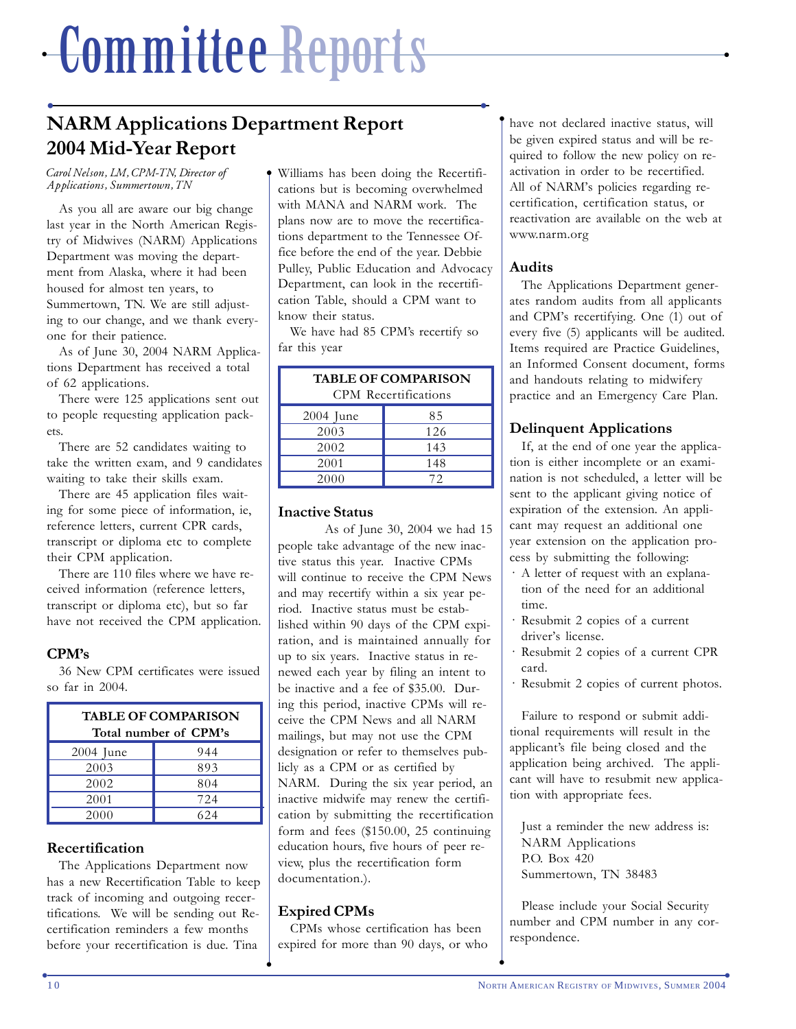# Committee Reports

## NARM Applications Department Report
## 2004 Mid-Year Report

*Carol Nelson, LM, CPM-TN, Director of Applications, Summertown, TN*

As you all are aware our big change last year in the North American Registry of Midwives (NARM) Applications Department was moving the department from Alaska, where it had been housed for almost ten years, to Summertown, TN. We are still adjusting to our change, and we thank everyone for their patience.

As of June 30, 2004 NARM Applications Department has received a total of 62 applications.

There were 125 applications sent out to people requesting application packets.

There are 52 candidates waiting to take the written exam, and 9 candidates waiting to take their skills exam.

There are 45 application files waiting for some piece of information, ie, reference letters, current CPR cards, transcript or diploma etc to complete their CPM application.

There are 110 files where we have received information (reference letters, transcript or diploma etc), but so far have not received the CPM application.

### CPM's

36 New CPM certificates were issued so far in 2004.

| TABLE OF COMPARISON<br>Total number of CPM's | |
|---|---|
| 2004 June | 944 |
| 2003 | 893 |
| 2002 | 804 |
| 2001 | 724 |
| 2000 | 624 |

### Recertification

The Applications Department now has a new Recertification Table to keep track of incoming and outgoing recertifications. We will be sending out Recertification reminders a few months before your recertification is due. Tina Williams has been doing the Recertifications but is becoming overwhelmed with MANA and NARM work. The plans now are to move the recertifications department to the Tennessee Office before the end of the year. Debbie Pulley, Public Education and Advocacy Department, can look in the recertification Table, should a CPM want to know their status.

We have had 85 CPM's recertify so far this year

| TABLE OF COMPARISON<br>CPM Recertifications | |
|---|---|
| 2004 June | 85 |
| 2003 | 126 |
| 2002 | 143 |
| 2001 | 148 |
| 2000 | 72 |

### Inactive Status

As of June 30, 2004 we had 15 people take advantage of the new inactive status this year. Inactive CPMs will continue to receive the CPM News and may recertify within a six year period. Inactive status must be established within 90 days of the CPM expiration, and is maintained annually for up to six years. Inactive status in renewed each year by filing an intent to be inactive and a fee of $35.00. During this period, inactive CPMs will receive the CPM News and all NARM mailings, but may not use the CPM designation or refer to themselves publicly as a CPM or as certified by NARM. During the six year period, an inactive midwife may renew the certification by submitting the recertification form and fees ($150.00, 25 continuing education hours, five hours of peer review, plus the recertification form documentation.).

### Expired CPMs

CPMs whose certification has been expired for more than 90 days, or who have not declared inactive status, will be given expired status and will be required to follow the new policy on reactivation in order to be recertified. All of NARM's policies regarding recertification, certification status, or reactivation are available on the web at www.narm.org

### Audits

The Applications Department generates random audits from all applicants and CPM's recertifying. One (1) out of every five (5) applicants will be audited. Items required are Practice Guidelines, an Informed Consent document, forms and handouts relating to midwifery practice and an Emergency Care Plan.

### Delinquent Applications

If, at the end of one year the application is either incomplete or an examination is not scheduled, a letter will be sent to the applicant giving notice of expiration of the extension. An applicant may request an additional one year extension on the application process by submitting the following:

- A letter of request with an explanation of the need for an additional time.
- Resubmit 2 copies of a current driver's license.
- Resubmit 2 copies of a current CPR card.
- Resubmit 2 copies of current photos.

Failure to respond or submit additional requirements will result in the applicant's file being closed and the application being archived. The applicant will have to resubmit new application with appropriate fees.

Just a reminder the new address is:
NARM Applications
P.O. Box 420
Summertown, TN 38483

Please include your Social Security number and CPM number in any correspondence.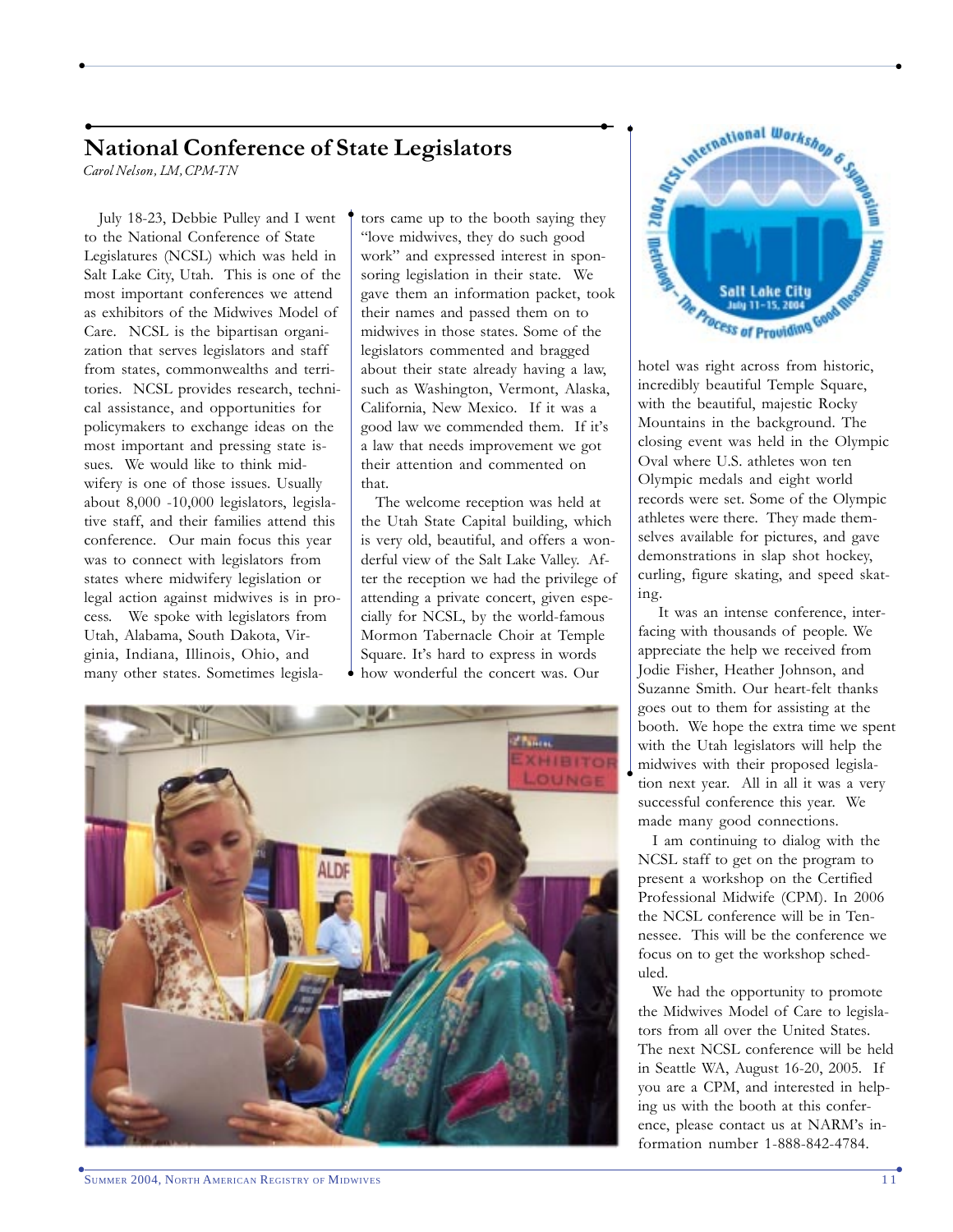## National Conference of State Legislators

*Carol Nelson, LM, CPM-TN*

July 18-23, Debbie Pulley and I went to the National Conference of State Legislatures (NCSL) which was held in Salt Lake City, Utah. This is one of the most important conferences we attend as exhibitors of the Midwives Model of Care. NCSL is the bipartisan organization that serves legislators and staff from states, commonwealths and territories. NCSL provides research, technical assistance, and opportunities for policymakers to exchange ideas on the most important and pressing state issues. We would like to think midwifery is one of those issues. Usually about 8,000 -10,000 legislators, legislative staff, and their families attend this conference. Our main focus this year was to connect with legislators from states where midwifery legislation or legal action against midwives is in process. We spoke with legislators from Utah, Alabama, South Dakota, Virginia, Indiana, Illinois, Ohio, and many other states. Sometimes legislators came up to the booth saying they "love midwives, they do such good work" and expressed interest in sponsoring legislation in their state. We gave them an information packet, took their names and passed them on to midwives in those states. Some of the legislators commented and bragged about their state already having a law, such as Washington, Vermont, Alaska, California, New Mexico. If it was a good law we commended them. If it's a law that needs improvement we got their attention and commented on that.

The welcome reception was held at the Utah State Capital building, which is very old, beautiful, and offers a wonderful view of the Salt Lake Valley. After the reception we had the privilege of attending a private concert, given especially for NCSL, by the world-famous Mormon Tabernacle Choir at Temple Square. It's hard to express in words how wonderful the concert was. Our hotel was right across from historic, incredibly beautiful Temple Square, with the beautiful, majestic Rocky Mountains in the background. The closing event was held in the Olympic Oval where U.S. athletes won ten Olympic medals and eight world records were set. Some of the Olympic athletes were there. They made themselves available for pictures, and gave demonstrations in slap shot hockey, curling, figure skating, and speed skating.

It was an intense conference, interfacing with thousands of people. We appreciate the help we received from Jodie Fisher, Heather Johnson, and Suzanne Smith. Our heart-felt thanks goes out to them for assisting at the booth. We hope the extra time we spent with the Utah legislators will help the midwives with their proposed legislation next year. All in all it was a very successful conference this year. We made many good connections.

I am continuing to dialog with the NCSL staff to get on the program to present a workshop on the Certified Professional Midwife (CPM). In 2006 the NCSL conference will be in Tennessee. This will be the conference we focus on to get the workshop scheduled.

We had the opportunity to promote the Midwives Model of Care to legislators from all over the United States. The next NCSL conference will be held in Seattle WA, August 16-20, 2005. If you are a CPM, and interested in helping us with the booth at this conference, please contact us at NARM's information number 1-888-842-4784.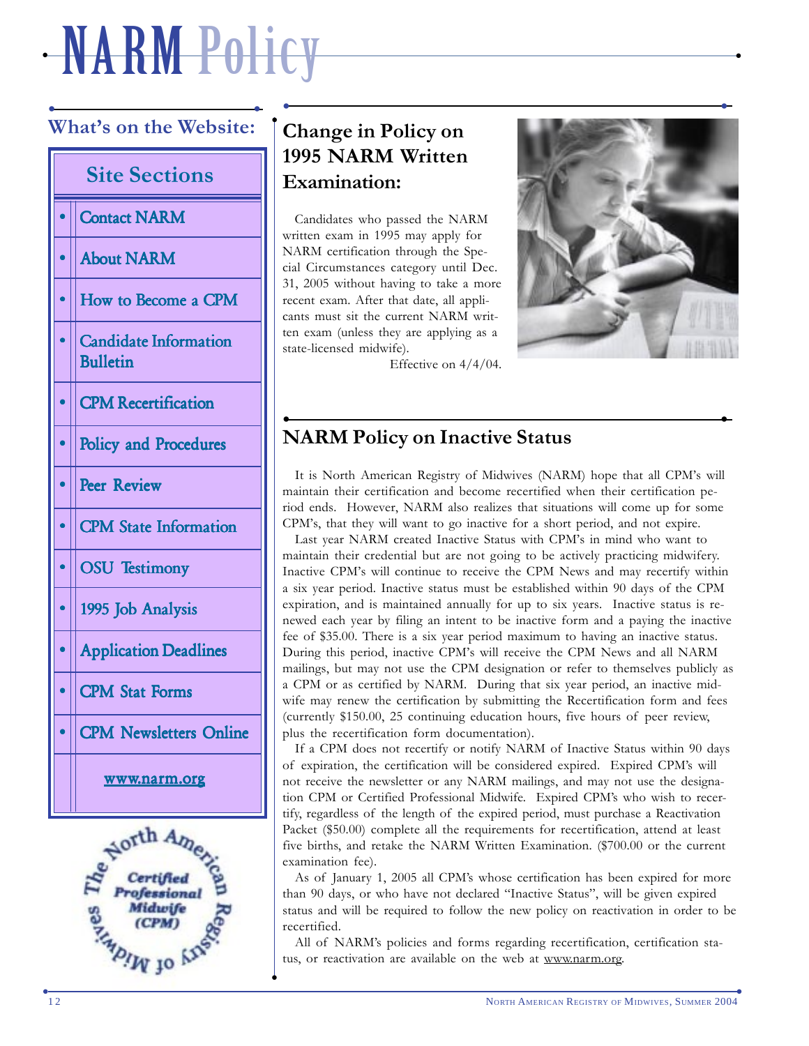# NARM Policy

## What's on the Website:

### Site Sections

- Contact NARM
- About NARM
- How to Become a CPM
- Candidate Information Bulletin
- CPM Recertification
- Policy and Procedures
- Peer Review
- CPM State Information
- OSU Testimony
- 1995 Job Analysis
- Application Deadlines
- CPM Stat Forms
- CPM Newsletters Online

www.narm.org

## Change in Policy on 1995 NARM Written Examination:

Candidates who passed the NARM written exam in 1995 may apply for NARM certification through the Special Circumstances category until Dec. 31, 2005 without having to take a more recent exam. After that date, all applicants must sit the current NARM written exam (unless they are applying as a state-licensed midwife).

Effective on 4/4/04.

## NARM Policy on Inactive Status

It is North American Registry of Midwives (NARM) hope that all CPM's will maintain their certification and become recertified when their certification period ends. However, NARM also realizes that situations will come up for some CPM's, that they will want to go inactive for a short period, and not expire.

Last year NARM created Inactive Status with CPM's in mind who want to maintain their credential but are not going to be actively practicing midwifery. Inactive CPM's will continue to receive the CPM News and may recertify within a six year period. Inactive status must be established within 90 days of the CPM expiration, and is maintained annually for up to six years. Inactive status is renewed each year by filing an intent to be inactive form and a paying the inactive fee of $35.00. There is a six year period maximum to having an inactive status. During this period, inactive CPM's will receive the CPM News and all NARM mailings, but may not use the CPM designation or refer to themselves publicly as a CPM or as certified by NARM. During that six year period, an inactive midwife may renew the certification by submitting the Recertification form and fees (currently $150.00, 25 continuing education hours, five hours of peer review, plus the recertification form documentation).

If a CPM does not recertify or notify NARM of Inactive Status within 90 days of expiration, the certification will be considered expired. Expired CPM's will not receive the newsletter or any NARM mailings, and may not use the designation CPM or Certified Professional Midwife. Expired CPM's who wish to recertify, regardless of the length of the expired period, must purchase a Reactivation Packet ($50.00) complete all the requirements for recertification, attend at least five births, and retake the NARM Written Examination. ($700.00 or the current examination fee).

As of January 1, 2005 all CPM's whose certification has been expired for more than 90 days, or who have not declared "Inactive Status", will be given expired status and will be required to follow the new policy on reactivation in order to be recertified.

All of NARM's policies and forms regarding recertification, certification status, or reactivation are available on the web at www.narm.org.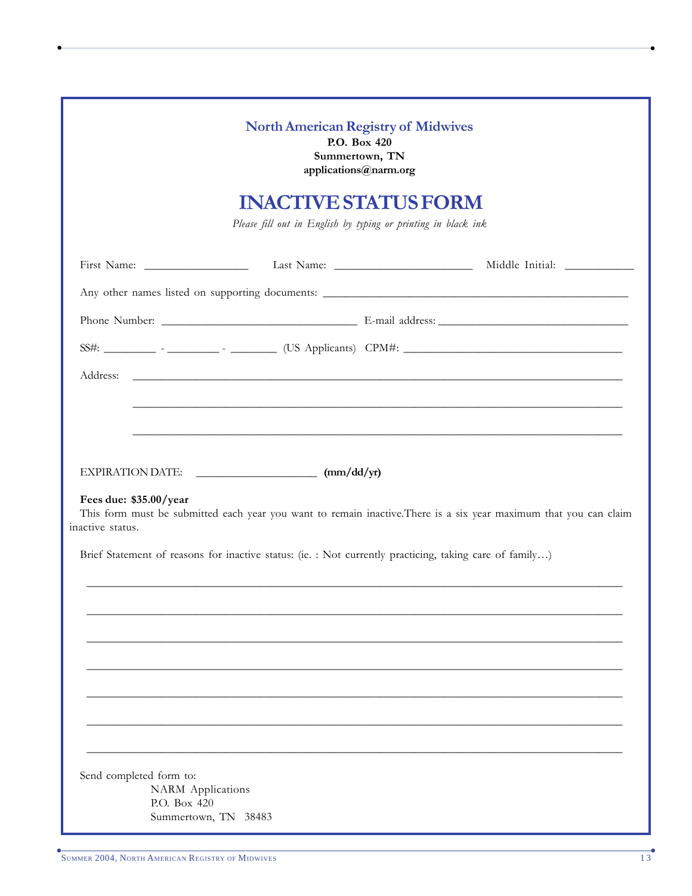**North American Registry of Midwives**
**P.O. Box 420**
**Summertown, TN**
**applications@narm.org**

# INACTIVE STATUS FORM

*Please fill out in English by typing or printing in black ink*

First Name: _________________ Last Name: _______________________ Middle Initial: ___________

Any other names listed on supporting documents: ___________________________________________________

Phone Number: _________________________________ E-mail address: ________________________________

SS#: _________ - _________ - ________ (US Applicants) CPM#: _____________________________________

Address: ___________________________________________________________________________________

___________________________________________________________________________________

___________________________________________________________________________________

EXPIRATION DATE: ____________________ **(mm/dd/yr)**

**Fees due: $35.00/year**

This form must be submitted each year you want to remain inactive.There is a six year maximum that you can claim inactive status.

Brief Statement of reasons for inactive status: (ie. : Not currently practicing, taking care of family…)

___________________________________________________________________________________

___________________________________________________________________________________

___________________________________________________________________________________

___________________________________________________________________________________

___________________________________________________________________________________

___________________________________________________________________________________

___________________________________________________________________________________

Send completed form to:

NARM Applications
P.O. Box 420
Summertown, TN 38483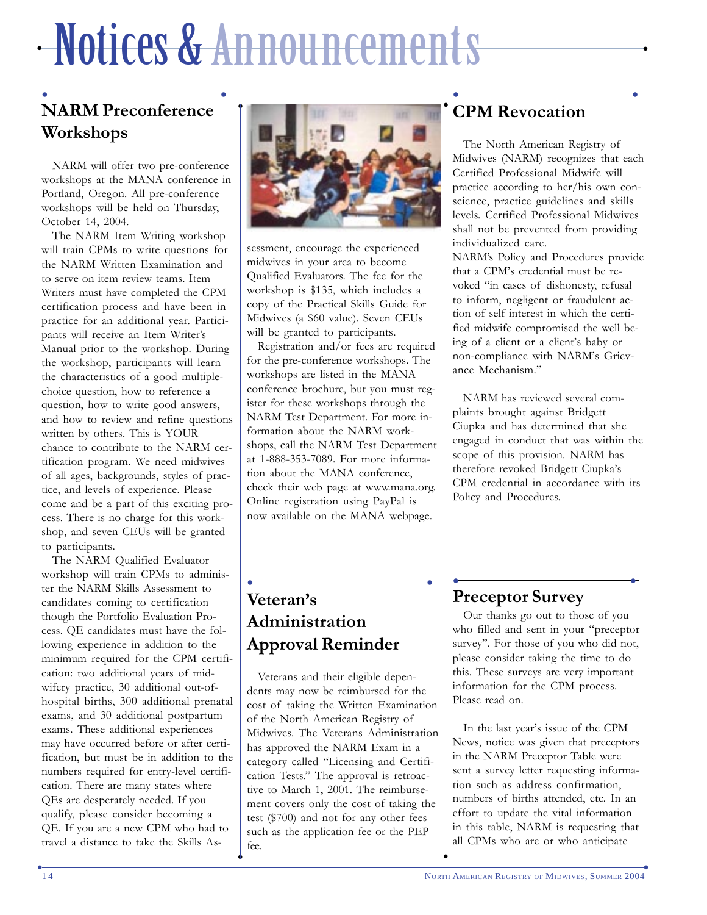# Notices & Announcements

## NARM Preconference Workshops

NARM will offer two pre-conference workshops at the MANA conference in Portland, Oregon. All pre-conference workshops will be held on Thursday, October 14, 2004.

The NARM Item Writing workshop will train CPMs to write questions for the NARM Written Examination and to serve on item review teams. Item Writers must have completed the CPM certification process and have been in practice for an additional year. Participants will receive an Item Writer's Manual prior to the workshop. During the workshop, participants will learn the characteristics of a good multiple-choice question, how to reference a question, how to write good answers, and how to review and refine questions written by others. This is YOUR chance to contribute to the NARM certification program. We need midwives of all ages, backgrounds, styles of practice, and levels of experience. Please come and be a part of this exciting process. There is no charge for this workshop, and seven CEUs will be granted to participants.

The NARM Qualified Evaluator workshop will train CPMs to administer the NARM Skills Assessment to candidates coming to certification though the Portfolio Evaluation Process. QE candidates must have the following experience in addition to the minimum required for the CPM certification: two additional years of midwifery practice, 30 additional out-of-hospital births, 300 additional prenatal exams, and 30 additional postpartum exams. These additional experiences may have occurred before or after certification, but must be in addition to the numbers required for entry-level certification. There are many states where QEs are desperately needed. If you qualify, please consider becoming a QE. If you are a new CPM who had to travel a distance to take the Skills Assessment, encourage the experienced midwives in your area to become Qualified Evaluators. The fee for the workshop is $135, which includes a copy of the Practical Skills Guide for Midwives (a $60 value). Seven CEUs will be granted to participants.

Registration and/or fees are required for the pre-conference workshops. The workshops are listed in the MANA conference brochure, but you must register for these workshops through the NARM Test Department. For more information about the NARM workshops, call the NARM Test Department at 1-888-353-7089. For more information about the MANA conference, check their web page at www.mana.org. Online registration using PayPal is now available on the MANA webpage.

## Veteran's Administration Approval Reminder

Veterans and their eligible dependents may now be reimbursed for the cost of taking the Written Examination of the North American Registry of Midwives. The Veterans Administration has approved the NARM Exam in a category called "Licensing and Certification Tests." The approval is retroactive to March 1, 2001. The reimbursement covers only the cost of taking the test ($700) and not for any other fees such as the application fee or the PEP fee.

## CPM Revocation

The North American Registry of Midwives (NARM) recognizes that each Certified Professional Midwife will practice according to her/his own conscience, practice guidelines and skills levels. Certified Professional Midwives shall not be prevented from providing individualized care.

NARM's Policy and Procedures provide that a CPM's credential must be revoked "in cases of dishonesty, refusal to inform, negligent or fraudulent action of self interest in which the certified midwife compromised the well being of a client or a client's baby or non-compliance with NARM's Grievance Mechanism."

NARM has reviewed several complaints brought against Bridgett Ciupka and has determined that she engaged in conduct that was within the scope of this provision. NARM has therefore revoked Bridgett Ciupka's CPM credential in accordance with its Policy and Procedures.

## Preceptor Survey

Our thanks go out to those of you who filled and sent in your "preceptor survey". For those of you who did not, please consider taking the time to do this. These surveys are very important information for the CPM process. Please read on.

In the last year's issue of the CPM News, notice was given that preceptors in the NARM Preceptor Table were sent a survey letter requesting information such as address confirmation, numbers of births attended, etc. In an effort to update the vital information in this table, NARM is requesting that all CPMs who are or who anticipate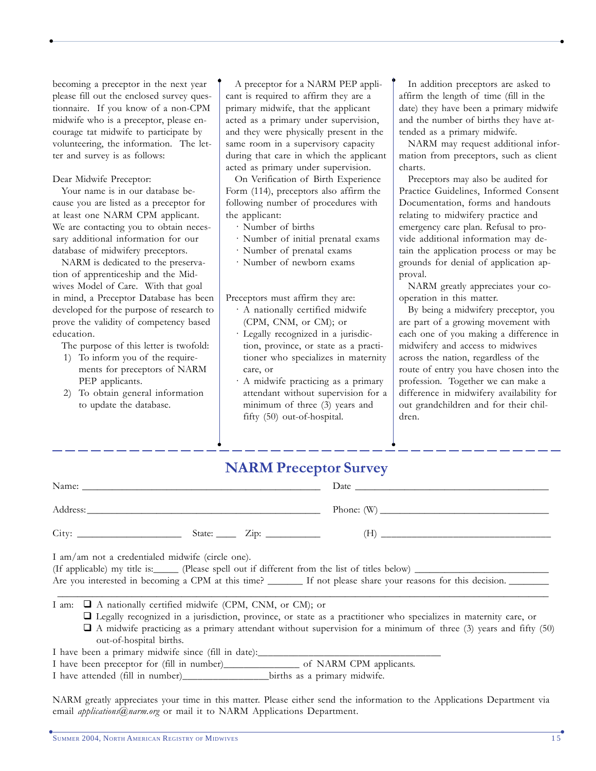becoming a preceptor in the next year please fill out the enclosed survey questionnaire. If you know of a non-CPM midwife who is a preceptor, please encourage tat midwife to participate by volunteering, the information. The letter and survey is as follows:

Dear Midwife Preceptor:

Your name is in our database because you are listed as a preceptor for at least one NARM CPM applicant. We are contacting you to obtain necessary additional information for our database of midwifery preceptors.

NARM is dedicated to the preservation of apprenticeship and the Midwives Model of Care. With that goal in mind, a Preceptor Database has been developed for the purpose of research to prove the validity of competency based education.

The purpose of this letter is twofold:

1) To inform you of the requirements for preceptors of NARM PEP applicants.
2) To obtain general information to update the database.

A preceptor for a NARM PEP applicant is required to affirm they are a primary midwife, that the applicant acted as a primary under supervision, and they were physically present in the same room in a supervisory capacity during that care in which the applicant acted as primary under supervision.

On Verification of Birth Experience Form (114), preceptors also affirm the following number of procedures with the applicant:

- Number of births
- Number of initial prenatal exams
- Number of prenatal exams
- Number of newborn exams

Preceptors must affirm they are:

- A nationally certified midwife (CPM, CNM, or CM); or
- Legally recognized in a jurisdiction, province, or state as a practitioner who specializes in maternity care, or
- A midwife practicing as a primary attendant without supervision for a minimum of three (3) years and fifty (50) out-of-hospital.

In addition preceptors are asked to affirm the length of time (fill in the date) they have been a primary midwife and the number of births they have attended as a primary midwife.

NARM may request additional information from preceptors, such as client charts.

Preceptors may also be audited for Practice Guidelines, Informed Consent Documentation, forms and handouts relating to midwifery practice and emergency care plan. Refusal to provide additional information may detain the application process or may be grounds for denial of application approval.

NARM greatly appreciates your cooperation in this matter.

By being a midwifery preceptor, you are part of a growing movement with each one of you making a difference in midwifery and access to midwives across the nation, regardless of the route of entry you have chosen into the profession. Together we can make a difference in midwifery availability for out grandchildren and for their children.

---

## NARM Preceptor Survey

Name: ______________________________ Date ______________________________

Address: ______________________________ Phone: (W) ______________________________

City: ______________ State: ____ Zip: __________ (H) ______________________________

I am/am not a credentialed midwife (circle one).

(If applicable) my title is:_____ (Please spell out if different from the list of titles below) ______________________

Are you interested in becoming a CPM at this time? _______ If not please share your reasons for this decision. ________

______________________________________________________________________________

I am:

- ❑ A nationally certified midwife (CPM, CNM, or CM); or
- ❑ Legally recognized in a jurisdiction, province, or state as a practitioner who specializes in maternity care, or
- ❑ A midwife practicing as a primary attendant without supervision for a minimum of three (3) years and fifty (50) out-of-hospital births.

I have been a primary midwife since (fill in date):________________________________

I have been preceptor for (fill in number)______________ of NARM CPM applicants.

I have attended (fill in number)________________births as a primary midwife.

NARM greatly appreciates your time in this matter. Please either send the information to the Applications Department via email *applications@narm.org* or mail it to NARM Applications Department.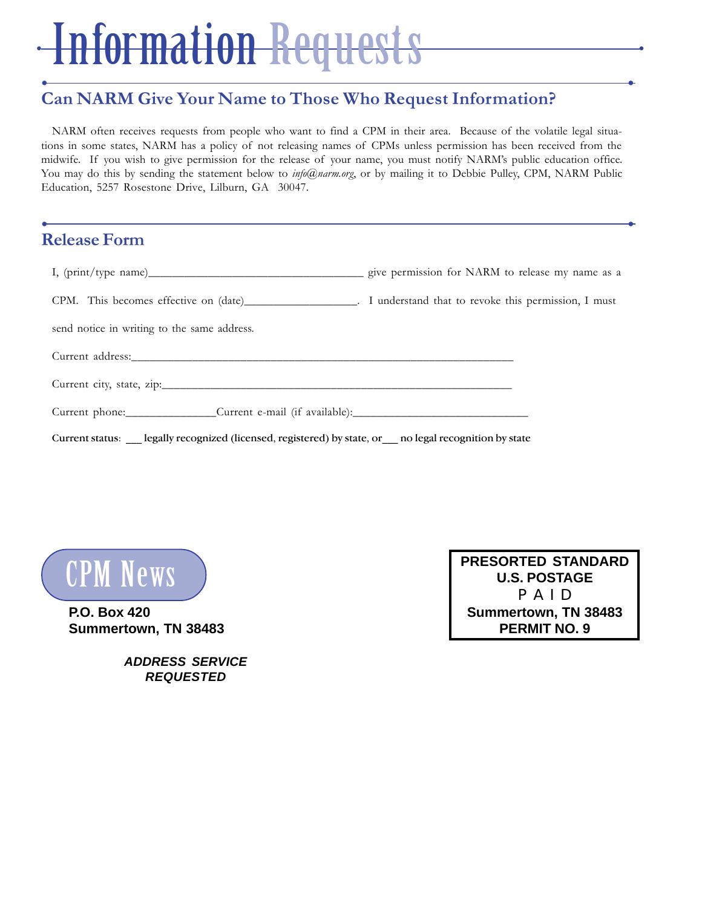# Information Requests

## Can NARM Give Your Name to Those Who Request Information?

NARM often receives requests from people who want to find a CPM in their area. Because of the volatile legal situations in some states, NARM has a policy of not releasing names of CPMs unless permission has been received from the midwife. If you wish to give permission for the release of your name, you must notify NARM's public education office. You may do this by sending the statement below to *info@narm.org*, or by mailing it to Debbie Pulley, CPM, NARM Public Education, 5257 Rosestone Drive, Lilburn, GA 30047.

## Release Form

I, (print/type name)____________________________________ give permission for NARM to release my name as a CPM. This becomes effective on (date)___________________. I understand that to revoke this permission, I must send notice in writing to the same address.

Current address:________________________________________________________________

Current city, state, zip:___________________________________________________________

Current phone:_______________Current e-mail (if available):______________________________

**Current status: ___ legally recognized (licensed, registered) by state, or___ no legal recognition by state**

CPM News

**P.O. Box 420**
**Summertown, TN 38483**

***ADDRESS SERVICE REQUESTED***

**PRESORTED STANDARD**
**U.S. POSTAGE**
P A I D
**Summertown, TN 38483**
**PERMIT NO. 9**